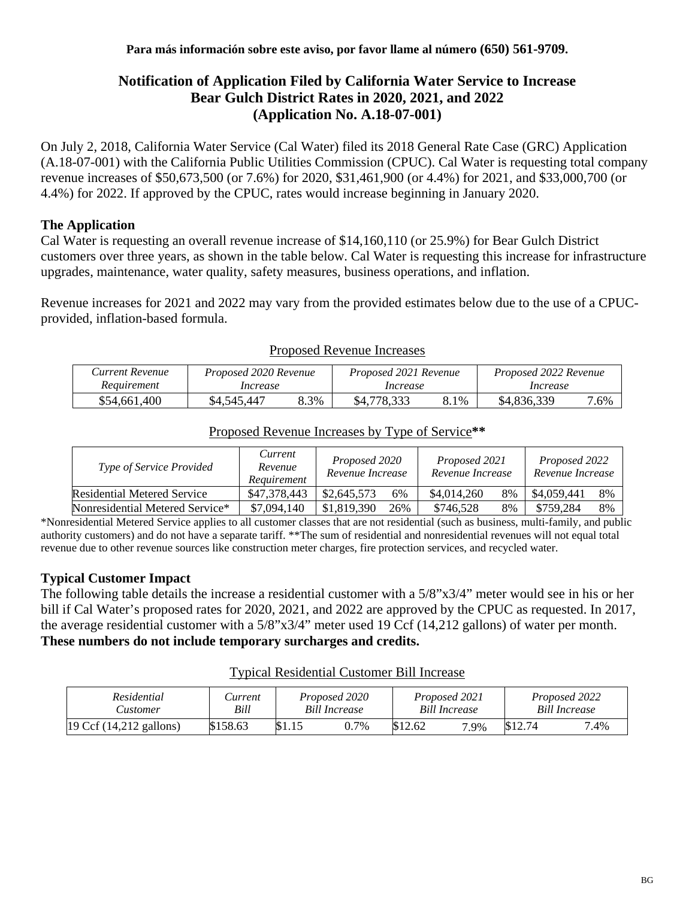**Para más información sobre este aviso, por favor llame al número (650) 561-9709.**

# Notification of Application Filed by California Water Service to Increase Bear Gulch District Rates in 2020, 2021, and 2022 (Application No. A.18-07-001)

On July 2, 2018, California Water Service (Cal Water) filed its 2018 General Rate Case (GRC) Application (A.18-07-001) with the California Public Utilities Commission (CPUC). Cal Water is requesting total company revenue increases of $50,673,500 (or 7.6%) for 2020, $31,461,900 (or 4.4%) for 2021, and $33,000,700 (or 4.4%) for 2022. If approved by the CPUC, rates would increase beginning in January 2020.

## The Application

Cal Water is requesting an overall revenue increase of $14,160,110 (or 25.9%) for Bear Gulch District customers over three years, as shown in the table below. Cal Water is requesting this increase for infrastructure upgrades, maintenance, water quality, safety measures, business operations, and inflation.

Revenue increases for 2021 and 2022 may vary from the provided estimates below due to the use of a CPUC-provided, inflation-based formula.

Proposed Revenue Increases

| *Current Revenue Requirement* | *Proposed 2020 Revenue Increase* | | *Proposed 2021 Revenue Increase* | | *Proposed 2022 Revenue Increase* | |
|---|---|---|---|---|---|---|
| $54,661,400 | $4,545,447 | 8.3% | $4,778,333 | 8.1% | $4,836,339 | 7.6% |

Proposed Revenue Increases by Type of Service**

| *Type of Service Provided* | *Current Revenue Requirement* | *Proposed 2020 Revenue Increase* | | *Proposed 2021 Revenue Increase* | | *Proposed 2022 Revenue Increase* | |
|---|---|---|---|---|---|---|---|
| Residential Metered Service | $47,378,443 | $2,645,573 | 6% | $4,014,260 | 8% | $4,059,441 | 8% |
| Nonresidential Metered Service* | $7,094,140 | $1,819,390 | 26% | $746,528 | 8% | $759,284 | 8% |

*Nonresidential Metered Service applies to all customer classes that are not residential (such as business, multi-family, and public authority customers) and do not have a separate tariff. **The sum of residential and nonresidential revenues will not equal total revenue due to other revenue sources like construction meter charges, fire protection services, and recycled water.

## Typical Customer Impact

The following table details the increase a residential customer with a 5/8"x3/4" meter would see in his or her bill if Cal Water's proposed rates for 2020, 2021, and 2022 are approved by the CPUC as requested. In 2017, the average residential customer with a 5/8"x3/4" meter used 19 Ccf (14,212 gallons) of water per month. **These numbers do not include temporary surcharges and credits.**

Typical Residential Customer Bill Increase

| *Residential Customer* | *Current Bill* | *Proposed 2020 Bill Increase* | | *Proposed 2021 Bill Increase* | | *Proposed 2022 Bill Increase* | |
|---|---|---|---|---|---|---|---|
| 19 Ccf (14,212 gallons) | $158.63 | $1.15 | 0.7% | $12.62 | 7.9% | $12.74 | 7.4% |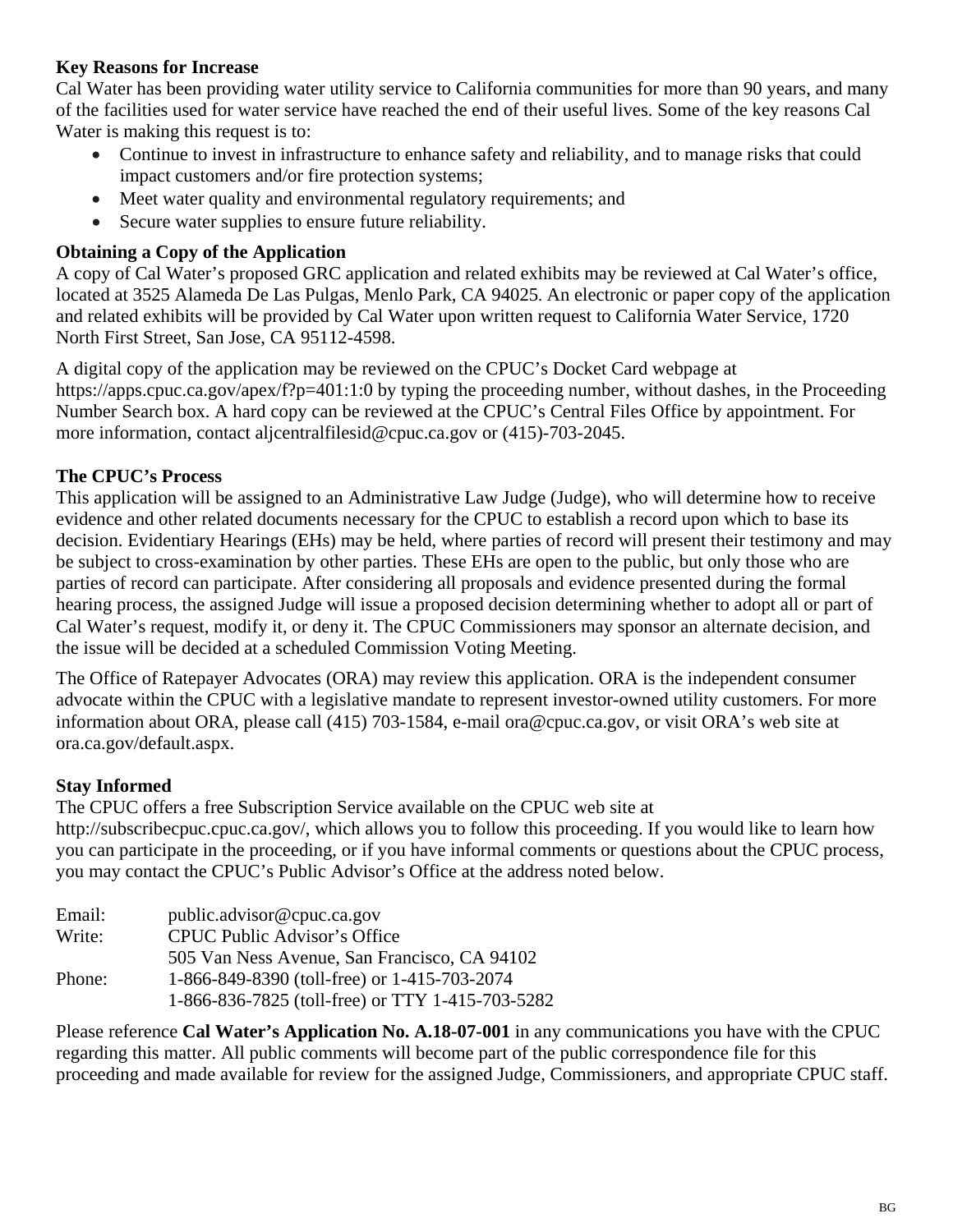**Key Reasons for Increase**

Cal Water has been providing water utility service to California communities for more than 90 years, and many of the facilities used for water service have reached the end of their useful lives. Some of the key reasons Cal Water is making this request is to:

- Continue to invest in infrastructure to enhance safety and reliability, and to manage risks that could impact customers and/or fire protection systems;
- Meet water quality and environmental regulatory requirements; and
- Secure water supplies to ensure future reliability.

**Obtaining a Copy of the Application**

A copy of Cal Water's proposed GRC application and related exhibits may be reviewed at Cal Water's office, located at 3525 Alameda De Las Pulgas, Menlo Park, CA 94025. An electronic or paper copy of the application and related exhibits will be provided by Cal Water upon written request to California Water Service, 1720 North First Street, San Jose, CA 95112-4598.

A digital copy of the application may be reviewed on the CPUC's Docket Card webpage at https://apps.cpuc.ca.gov/apex/f?p=401:1:0 by typing the proceeding number, without dashes, in the Proceeding Number Search box. A hard copy can be reviewed at the CPUC's Central Files Office by appointment. For more information, contact aljcentralfilesid@cpuc.ca.gov or (415)-703-2045.

**The CPUC's Process**

This application will be assigned to an Administrative Law Judge (Judge), who will determine how to receive evidence and other related documents necessary for the CPUC to establish a record upon which to base its decision. Evidentiary Hearings (EHs) may be held, where parties of record will present their testimony and may be subject to cross-examination by other parties. These EHs are open to the public, but only those who are parties of record can participate. After considering all proposals and evidence presented during the formal hearing process, the assigned Judge will issue a proposed decision determining whether to adopt all or part of Cal Water's request, modify it, or deny it. The CPUC Commissioners may sponsor an alternate decision, and the issue will be decided at a scheduled Commission Voting Meeting.

The Office of Ratepayer Advocates (ORA) may review this application. ORA is the independent consumer advocate within the CPUC with a legislative mandate to represent investor-owned utility customers. For more information about ORA, please call (415) 703-1584, e-mail ora@cpuc.ca.gov, or visit ORA's web site at ora.ca.gov/default.aspx.

**Stay Informed**

The CPUC offers a free Subscription Service available on the CPUC web site at http://subscribecpuc.cpuc.ca.gov/, which allows you to follow this proceeding. If you would like to learn how you can participate in the proceeding, or if you have informal comments or questions about the CPUC process, you may contact the CPUC's Public Advisor's Office at the address noted below.

| | |
|---|---|
| Email: | public.advisor@cpuc.ca.gov |
| Write: | CPUC Public Advisor's Office<br>505 Van Ness Avenue, San Francisco, CA 94102 |
| Phone: | 1-866-849-8390 (toll-free) or 1-415-703-2074<br>1-866-836-7825 (toll-free) or TTY 1-415-703-5282 |

Please reference **Cal Water's Application No. A.18-07-001** in any communications you have with the CPUC regarding this matter. All public comments will become part of the public correspondence file for this proceeding and made available for review for the assigned Judge, Commissioners, and appropriate CPUC staff.

BG